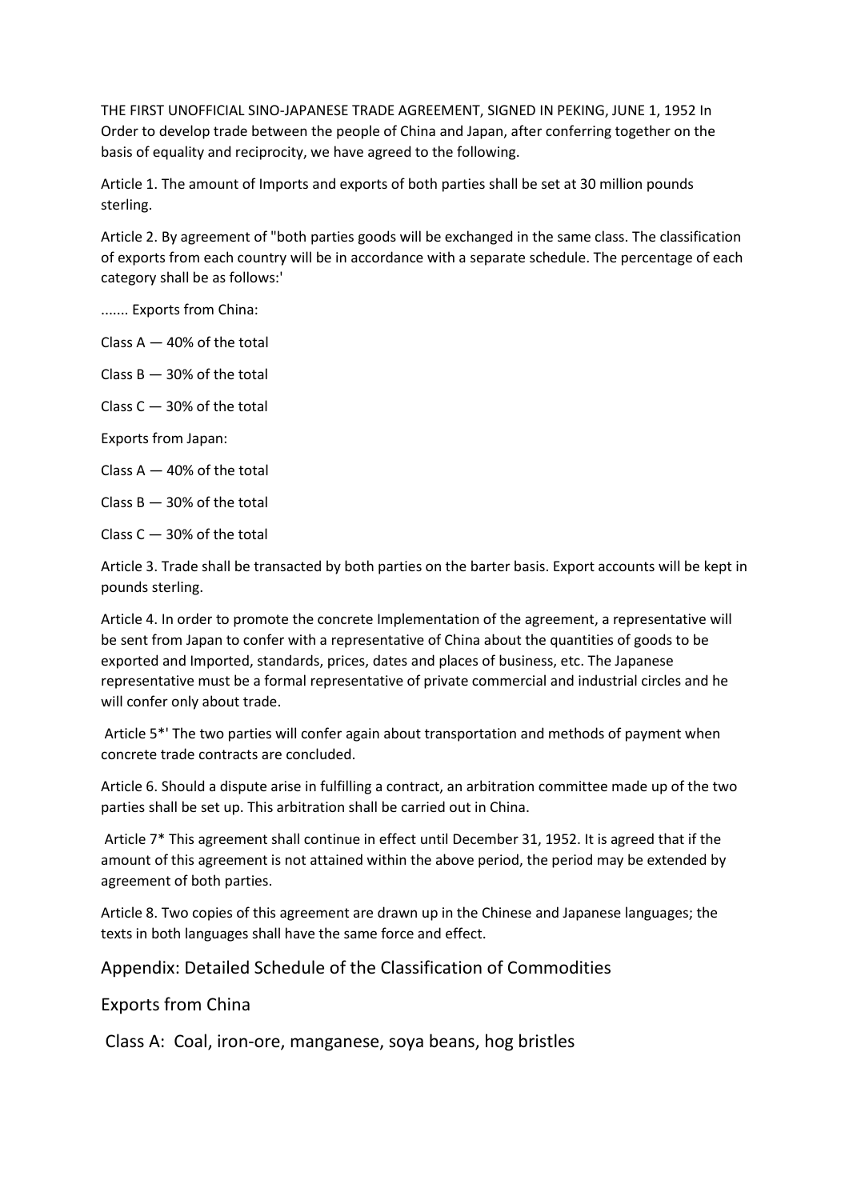THE FIRST UNOFFICIAL SINO-JAPANESE TRADE AGREEMENT, SIGNED IN PEKING, JUNE 1, 1952 In Order to develop trade between the people of China and Japan, after conferring together on the basis of equality and reciprocity, we have agreed to the following.

Article 1. The amount of Imports and exports of both parties shall be set at 30 million pounds sterling.

Article 2. By agreement of "both parties goods will be exchanged in the same class. The classification of exports from each country will be in accordance with a separate schedule. The percentage of each category shall be as follows:'

....... Exports from China:

Class A — 40% of the total

Class B — 30% of the total

Class C — 30% of the total

Exports from Japan:

Class A — 40% of the total

Class B — 30% of the total

Class C — 30% of the total

Article 3. Trade shall be transacted by both parties on the barter basis. Export accounts will be kept in pounds sterling.

Article 4. In order to promote the concrete Implementation of the agreement, a representative will be sent from Japan to confer with a representative of China about the quantities of goods to be exported and Imported, standards, prices, dates and places of business, etc. The Japanese representative must be a formal representative of private commercial and industrial circles and he will confer only about trade.

Article 5*' The two parties will confer again about transportation and methods of payment when concrete trade contracts are concluded.

Article 6. Should a dispute arise in fulfilling a contract, an arbitration committee made up of the two parties shall be set up. This arbitration shall be carried out in China.

Article 7* This agreement shall continue in effect until December 31, 1952. It is agreed that if the amount of this agreement is not attained within the above period, the period may be extended by agreement of both parties.

Article 8. Two copies of this agreement are drawn up in the Chinese and Japanese languages; the texts in both languages shall have the same force and effect.

## Appendix: Detailed Schedule of the Classification of Commodities

### Exports from China

Class A: Coal, iron-ore, manganese, soya beans, hog bristles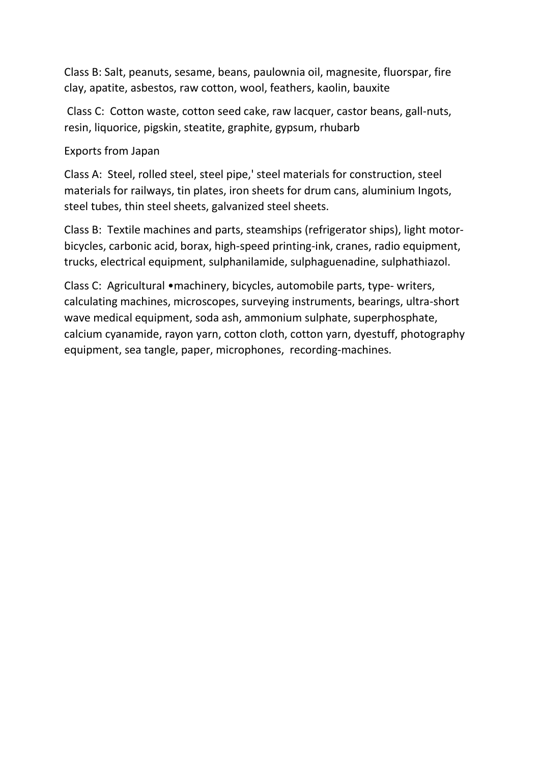Class B: Salt, peanuts, sesame, beans, paulownia oil, magnesite, fluorspar, fire clay, apatite, asbestos, raw cotton, wool, feathers, kaolin, bauxite

Class C: Cotton waste, cotton seed cake, raw lacquer, castor beans, gall-nuts, resin, liquorice, pigskin, steatite, graphite, gypsum, rhubarb

Exports from Japan

Class A: Steel, rolled steel, steel pipe,' steel materials for construction, steel materials for railways, tin plates, iron sheets for drum cans, aluminium Ingots, steel tubes, thin steel sheets, galvanized steel sheets.

Class B: Textile machines and parts, steamships (refrigerator ships), light motor-bicycles, carbonic acid, borax, high-speed printing-ink, cranes, radio equipment, trucks, electrical equipment, sulphanilamide, sulphaguenadine, sulphathiazol.

Class C: Agricultural •machinery, bicycles, automobile parts, type- writers, calculating machines, microscopes, surveying instruments, bearings, ultra-short wave medical equipment, soda ash, ammonium sulphate, superphosphate, calcium cyanamide, rayon yarn, cotton cloth, cotton yarn, dyestuff, photography equipment, sea tangle, paper, microphones, recording-machines.